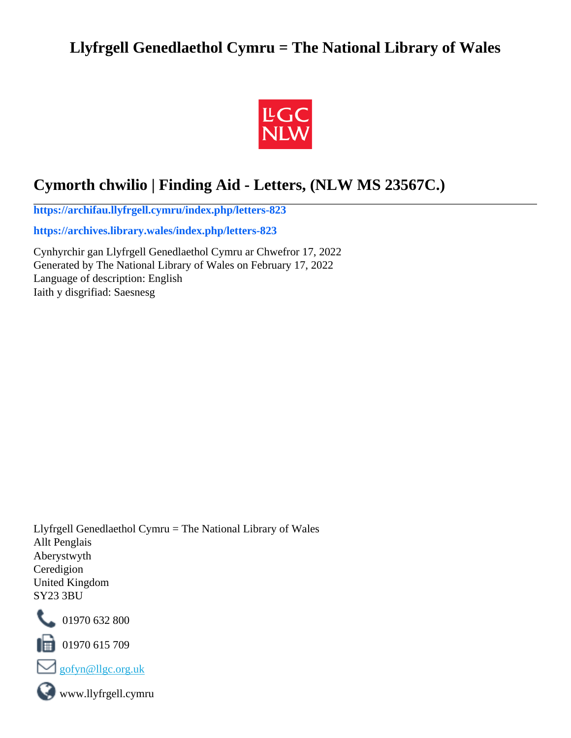# Llyfrgell Genedlaethol Cymru = The National Library of Wales

## Cymorth chwilio | Finding Aid - Letters, (NLW MS 23567C.)

**https://archifau.llyfrgell.cymru/index.php/letters-823**

**https://archives.library.wales/index.php/letters-823**

Cynhyrchir gan Llyfrgell Genedlaethol Cymru ar Chwefror 17, 2022
Generated by The National Library of Wales on February 17, 2022
Language of description: English
Iaith y disgrifiad: Saesnesg

Llyfrgell Genedlaethol Cymru = The National Library of Wales
Allt Penglais
Aberystwyth
Ceredigion
United Kingdom
SY23 3BU

01970 632 800

01970 615 709

gofyn@llgc.org.uk

www.llyfrgell.cymru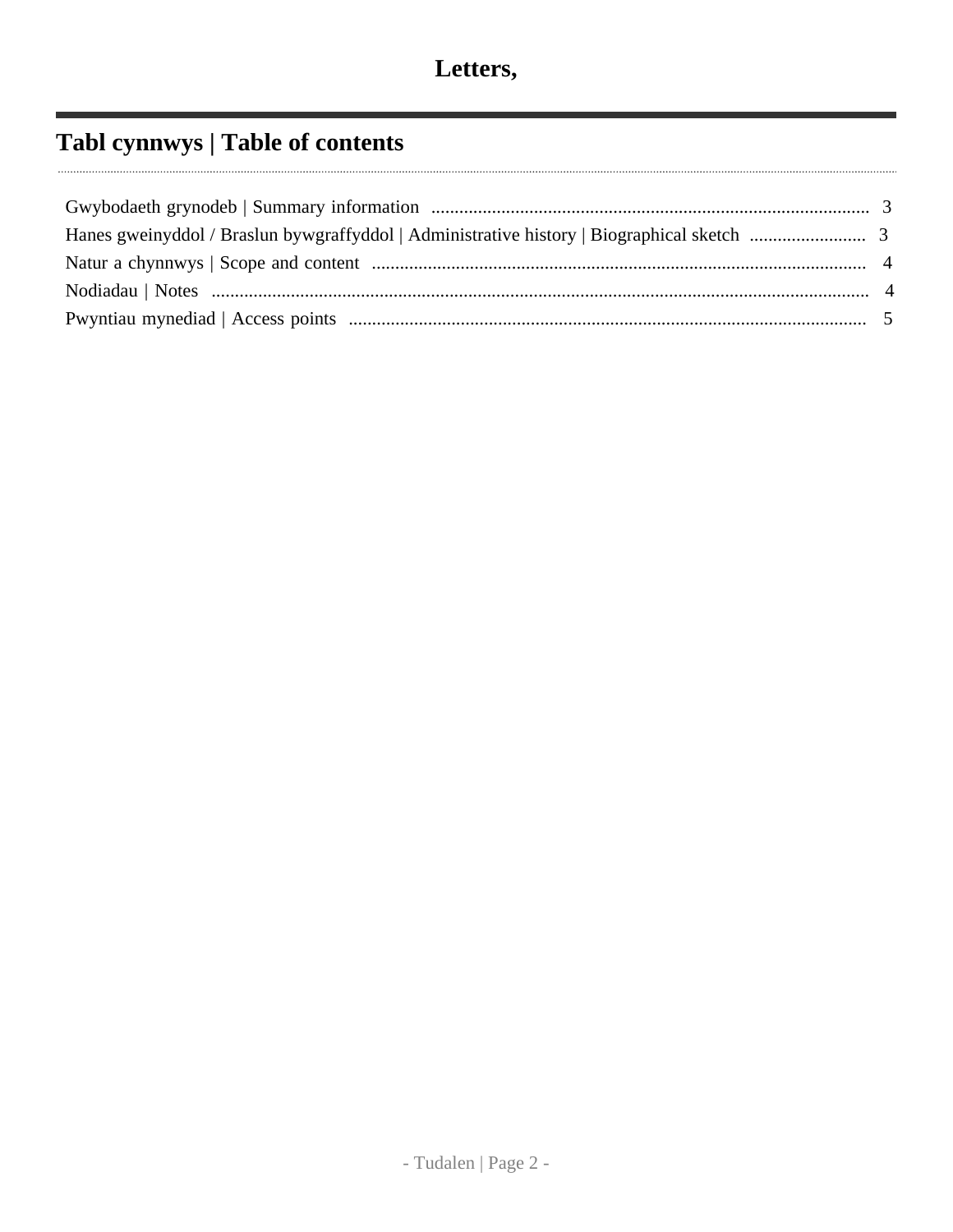# Letters,

## Tabl cynnwys | Table of contents

Gwybodaeth grynodeb | Summary information .......... 3
Hanes gweinyddol / Braslun bywgraffyddol | Administrative history | Biographical sketch .......... 3
Natur a chynnwys | Scope and content .......... 4
Nodiadau | Notes .......... 4
Pwyntiau mynediad | Access points .......... 5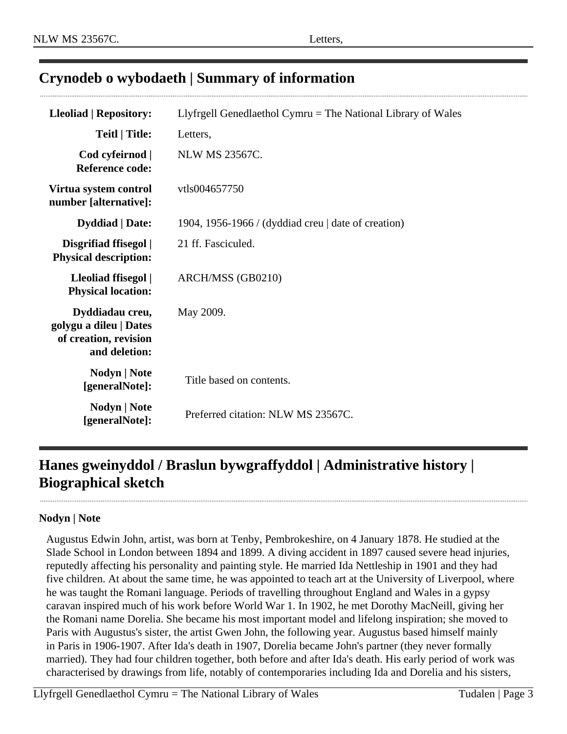## Crynodeb o wybodaeth | Summary of information

| | |
|---|---|
| **Lleoliad \| Repository:** | Llyfrgell Genedlaethol Cymru = The National Library of Wales |
| **Teitl \| Title:** | Letters, |
| **Cod cyfeirnod \| Reference code:** | NLW MS 23567C. |
| **Virtua system control number [alternative]:** | vtls004657750 |
| **Dyddiad \| Date:** | 1904, 1956-1966 / (dyddiad creu \| date of creation) |
| **Disgrifiad ffisegol \| Physical description:** | 21 ff. Fasciculed. |
| **Lleoliad ffisegol \| Physical location:** | ARCH/MSS (GB0210) |
| **Dyddiadau creu, golygu a dileu \| Dates of creation, revision and deletion:** | May 2009. |
| **Nodyn \| Note [generalNote]:** | Title based on contents. |
| **Nodyn \| Note [generalNote]:** | Preferred citation: NLW MS 23567C. |

## Hanes gweinyddol / Braslun bywgraffyddol | Administrative history | Biographical sketch

**Nodyn | Note**

Augustus Edwin John, artist, was born at Tenby, Pembrokeshire, on 4 January 1878. He studied at the Slade School in London between 1894 and 1899. A diving accident in 1897 caused severe head injuries, reputedly affecting his personality and painting style. He married Ida Nettleship in 1901 and they had five children. At about the same time, he was appointed to teach art at the University of Liverpool, where he was taught the Romani language. Periods of travelling throughout England and Wales in a gypsy caravan inspired much of his work before World War 1. In 1902, he met Dorothy MacNeill, giving her the Romani name Dorelia. She became his most important model and lifelong inspiration; she moved to Paris with Augustus's sister, the artist Gwen John, the following year. Augustus based himself mainly in Paris in 1906-1907. After Ida's death in 1907, Dorelia became John's partner (they never formally married). They had four children together, both before and after Ida's death. His early period of work was characterised by drawings from life, notably of contemporaries including Ida and Dorelia and his sisters,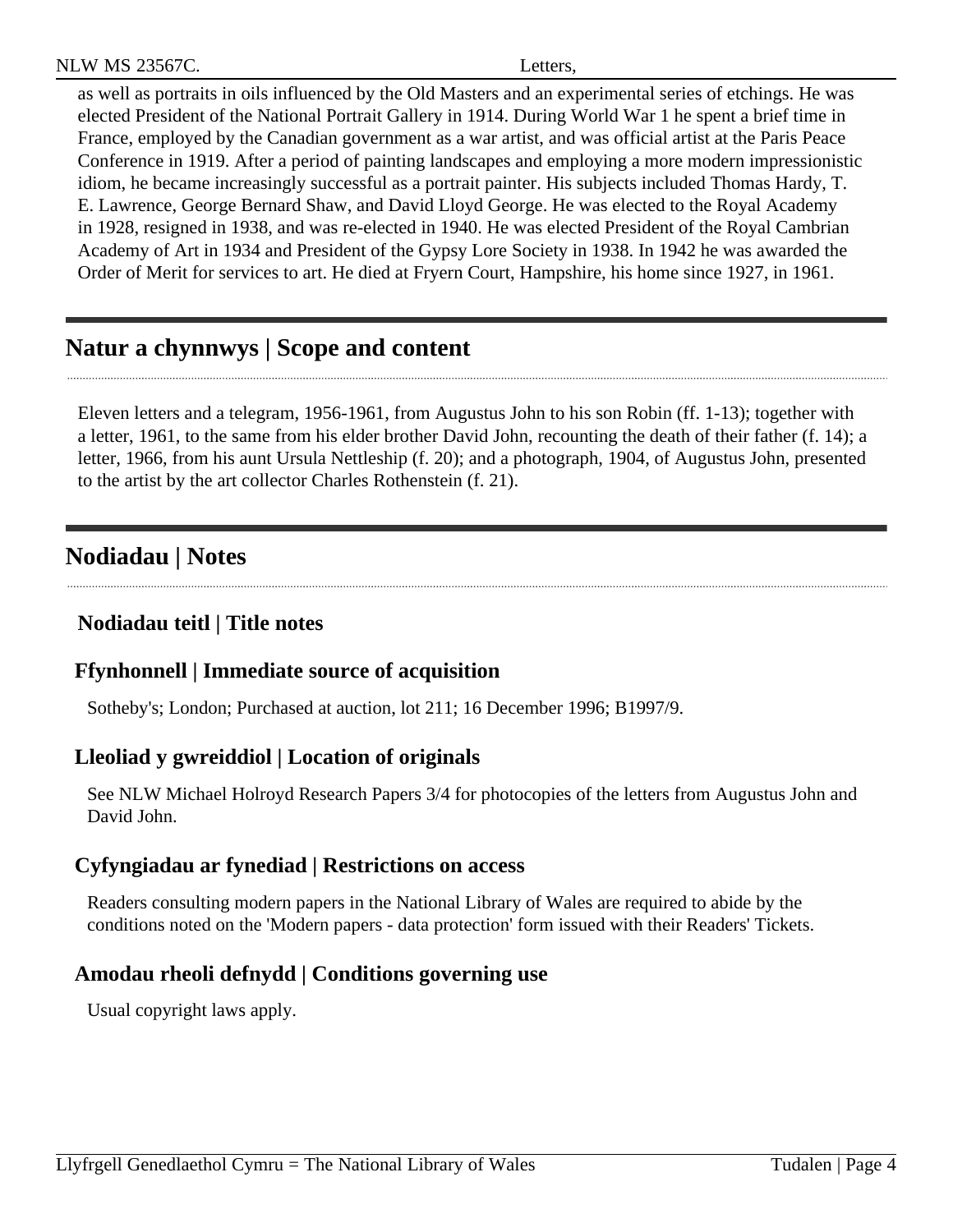as well as portraits in oils influenced by the Old Masters and an experimental series of etchings. He was elected President of the National Portrait Gallery in 1914. During World War 1 he spent a brief time in France, employed by the Canadian government as a war artist, and was official artist at the Paris Peace Conference in 1919. After a period of painting landscapes and employing a more modern impressionistic idiom, he became increasingly successful as a portrait painter. His subjects included Thomas Hardy, T. E. Lawrence, George Bernard Shaw, and David Lloyd George. He was elected to the Royal Academy in 1928, resigned in 1938, and was re-elected in 1940. He was elected President of the Royal Cambrian Academy of Art in 1934 and President of the Gypsy Lore Society in 1938. In 1942 he was awarded the Order of Merit for services to art. He died at Fryern Court, Hampshire, his home since 1927, in 1961.

## Natur a chynnwys | Scope and content

Eleven letters and a telegram, 1956-1961, from Augustus John to his son Robin (ff. 1-13); together with a letter, 1961, to the same from his elder brother David John, recounting the death of their father (f. 14); a letter, 1966, from his aunt Ursula Nettleship (f. 20); and a photograph, 1904, of Augustus John, presented to the artist by the art collector Charles Rothenstein (f. 21).

## Nodiadau | Notes

### Nodiadau teitl | Title notes

### Ffynhonnell | Immediate source of acquisition

Sotheby's; London; Purchased at auction, lot 211; 16 December 1996; B1997/9.

### Lleoliad y gwreiddiol | Location of originals

See NLW Michael Holroyd Research Papers 3/4 for photocopies of the letters from Augustus John and David John.

### Cyfyngiadau ar fynediad | Restrictions on access

Readers consulting modern papers in the National Library of Wales are required to abide by the conditions noted on the 'Modern papers - data protection' form issued with their Readers' Tickets.

### Amodau rheoli defnydd | Conditions governing use

Usual copyright laws apply.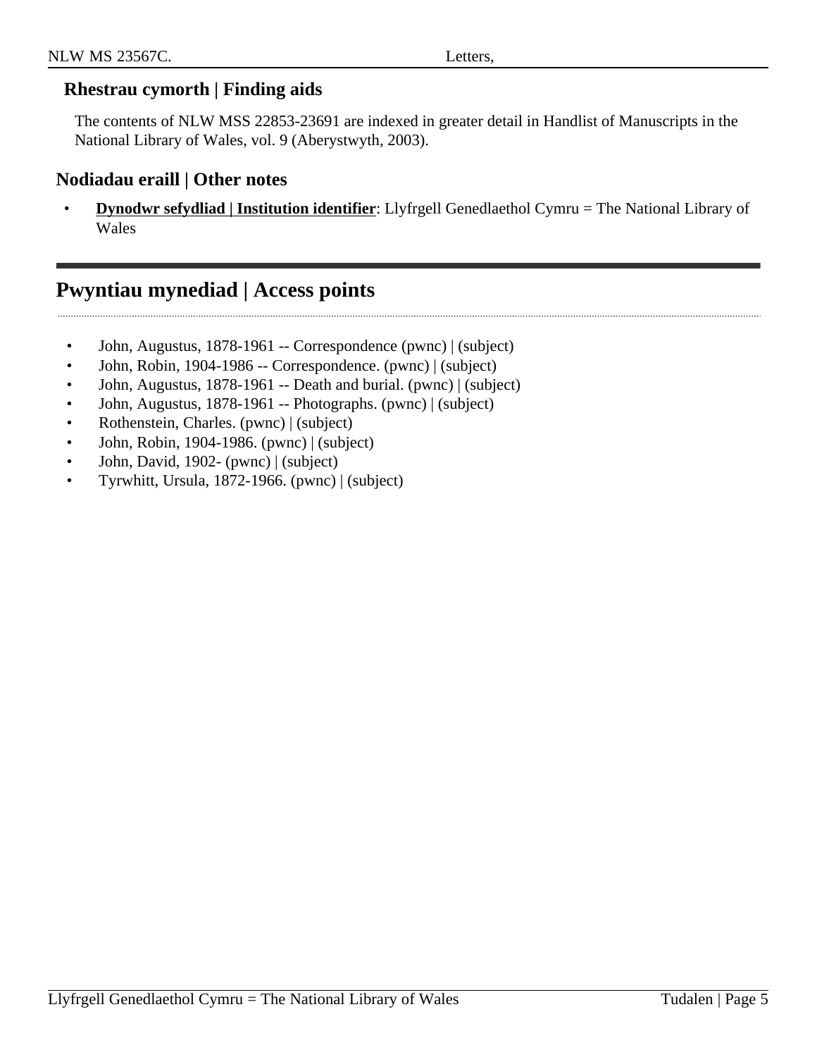### Rhestrau cymorth | Finding aids

The contents of NLW MSS 22853-23691 are indexed in greater detail in Handlist of Manuscripts in the National Library of Wales, vol. 9 (Aberystwyth, 2003).

### Nodiadau eraill | Other notes

- **Dynodwr sefydliad | Institution identifier**: Llyfrgell Genedlaethol Cymru = The National Library of Wales

## Pwyntiau mynediad | Access points

- John, Augustus, 1878-1961 -- Correspondence (pwnc) | (subject)
- John, Robin, 1904-1986 -- Correspondence. (pwnc) | (subject)
- John, Augustus, 1878-1961 -- Death and burial. (pwnc) | (subject)
- John, Augustus, 1878-1961 -- Photographs. (pwnc) | (subject)
- Rothenstein, Charles. (pwnc) | (subject)
- John, Robin, 1904-1986. (pwnc) | (subject)
- John, David, 1902- (pwnc) | (subject)
- Tyrwhitt, Ursula, 1872-1966. (pwnc) | (subject)